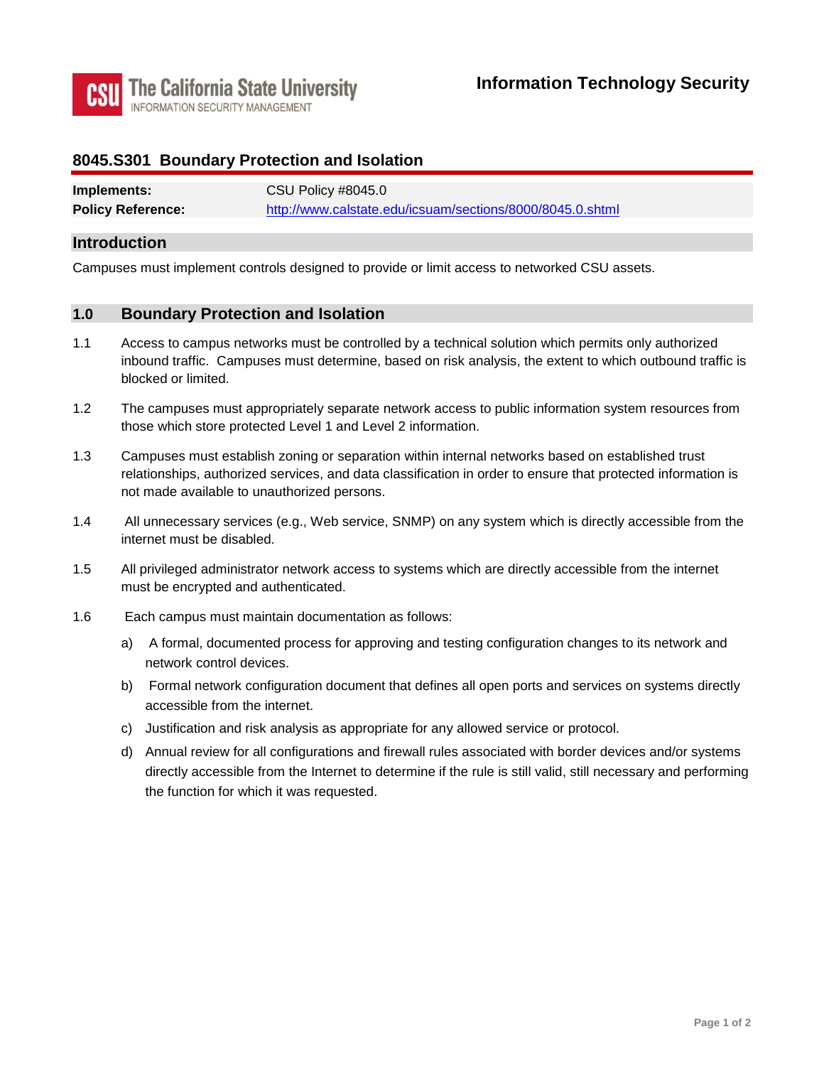The California State University
INFORMATION SECURITY MANAGEMENT

**Information Technology Security**

# 8045.S301 Boundary Protection and Isolation

| | |
|---|---|
| **Implements:** | CSU Policy #8045.0 |
| **Policy Reference:** | http://www.calstate.edu/icsuam/sections/8000/8045.0.shtml |

## Introduction

Campuses must implement controls designed to provide or limit access to networked CSU assets.

## 1.0 Boundary Protection and Isolation

1.1 Access to campus networks must be controlled by a technical solution which permits only authorized inbound traffic. Campuses must determine, based on risk analysis, the extent to which outbound traffic is blocked or limited.

1.2 The campuses must appropriately separate network access to public information system resources from those which store protected Level 1 and Level 2 information.

1.3 Campuses must establish zoning or separation within internal networks based on established trust relationships, authorized services, and data classification in order to ensure that protected information is not made available to unauthorized persons.

1.4 All unnecessary services (e.g., Web service, SNMP) on any system which is directly accessible from the internet must be disabled.

1.5 All privileged administrator network access to systems which are directly accessible from the internet must be encrypted and authenticated.

1.6 Each campus must maintain documentation as follows:

a) A formal, documented process for approving and testing configuration changes to its network and network control devices.

b) Formal network configuration document that defines all open ports and services on systems directly accessible from the internet.

c) Justification and risk analysis as appropriate for any allowed service or protocol.

d) Annual review for all configurations and firewall rules associated with border devices and/or systems directly accessible from the Internet to determine if the rule is still valid, still necessary and performing the function for which it was requested.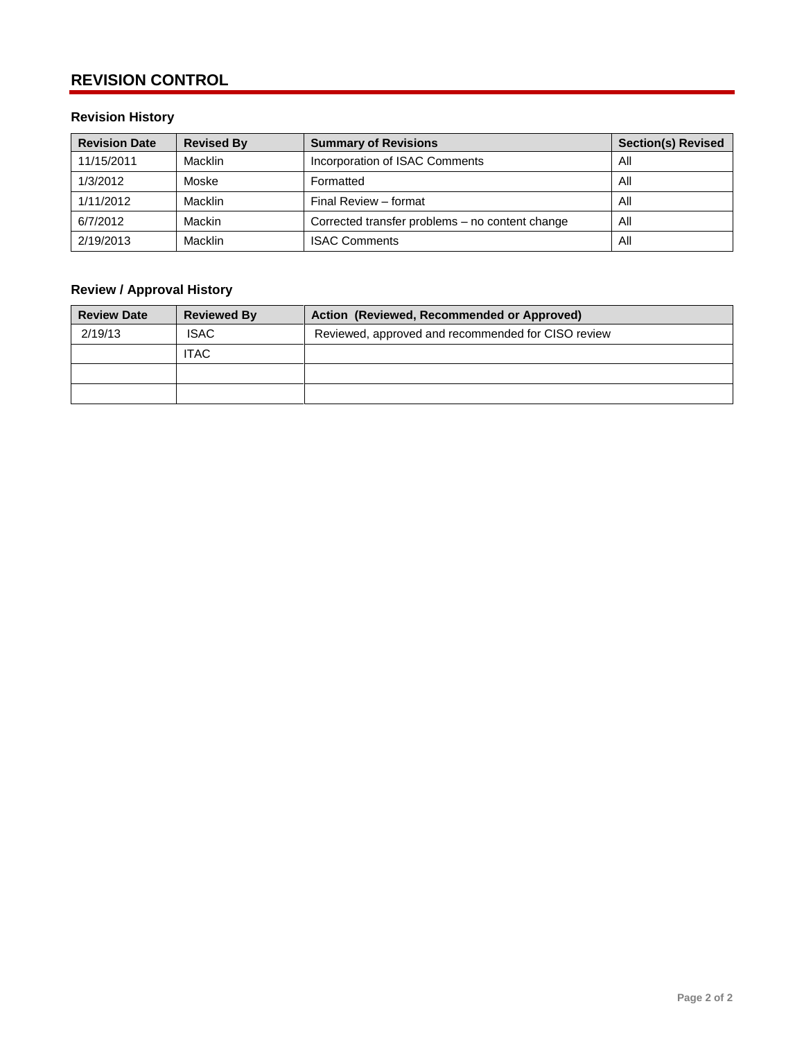## REVISION CONTROL

### Revision History

| Revision Date | Revised By | Summary of Revisions | Section(s) Revised |
|---|---|---|---|
| 11/15/2011 | Macklin | Incorporation of ISAC Comments | All |
| 1/3/2012 | Moske | Formatted | All |
| 1/11/2012 | Macklin | Final Review – format | All |
| 6/7/2012 | Mackin | Corrected transfer problems – no content change | All |
| 2/19/2013 | Macklin | ISAC Comments | All |

### Review / Approval History

| Review Date | Reviewed By | Action (Reviewed, Recommended or Approved) |
|---|---|---|
| 2/19/13 | ISAC | Reviewed, approved and recommended for CISO review |
| | ITAC | |
| | | |
| | | |